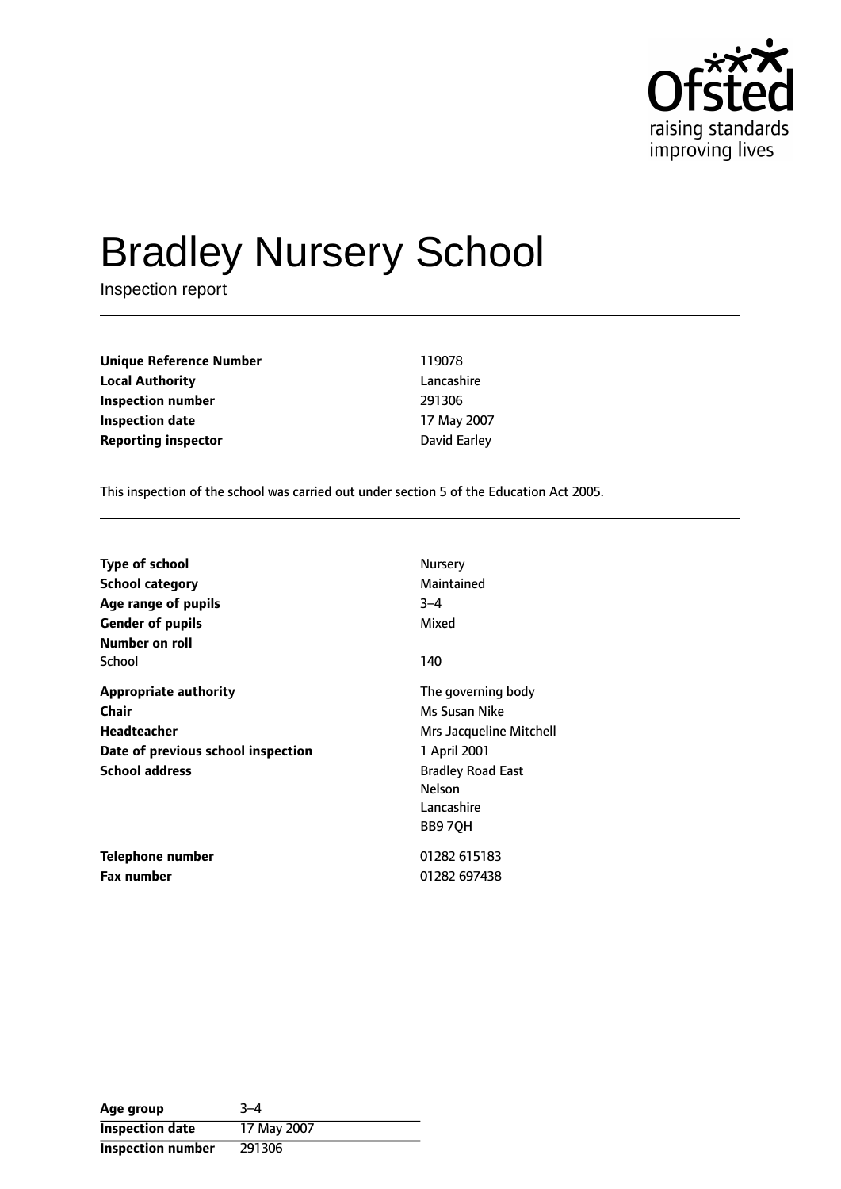Ofsted
raising standards
improving lives

# Bradley Nursery School

Inspection report

| | |
|---|---|
| **Unique Reference Number** | 119078 |
| **Local Authority** | Lancashire |
| **Inspection number** | 291306 |
| **Inspection date** | 17 May 2007 |
| **Reporting inspector** | David Earley |

This inspection of the school was carried out under section 5 of the Education Act 2005.

| | |
|---|---|
| **Type of school** | Nursery |
| **School category** | Maintained |
| **Age range of pupils** | 3–4 |
| **Gender of pupils** | Mixed |
| **Number on roll** | |
| School | 140 |
| **Appropriate authority** | The governing body |
| **Chair** | Ms Susan Nike |
| **Headteacher** | Mrs Jacqueline Mitchell |
| **Date of previous school inspection** | 1 April 2001 |
| **School address** | Bradley Road East<br>Nelson<br>Lancashire<br>BB9 7QH |
| **Telephone number** | 01282 615183 |
| **Fax number** | 01282 697438 |

| | |
|---|---|
| **Age group** | 3–4 |
| **Inspection date** | 17 May 2007 |
| **Inspection number** | 291306 |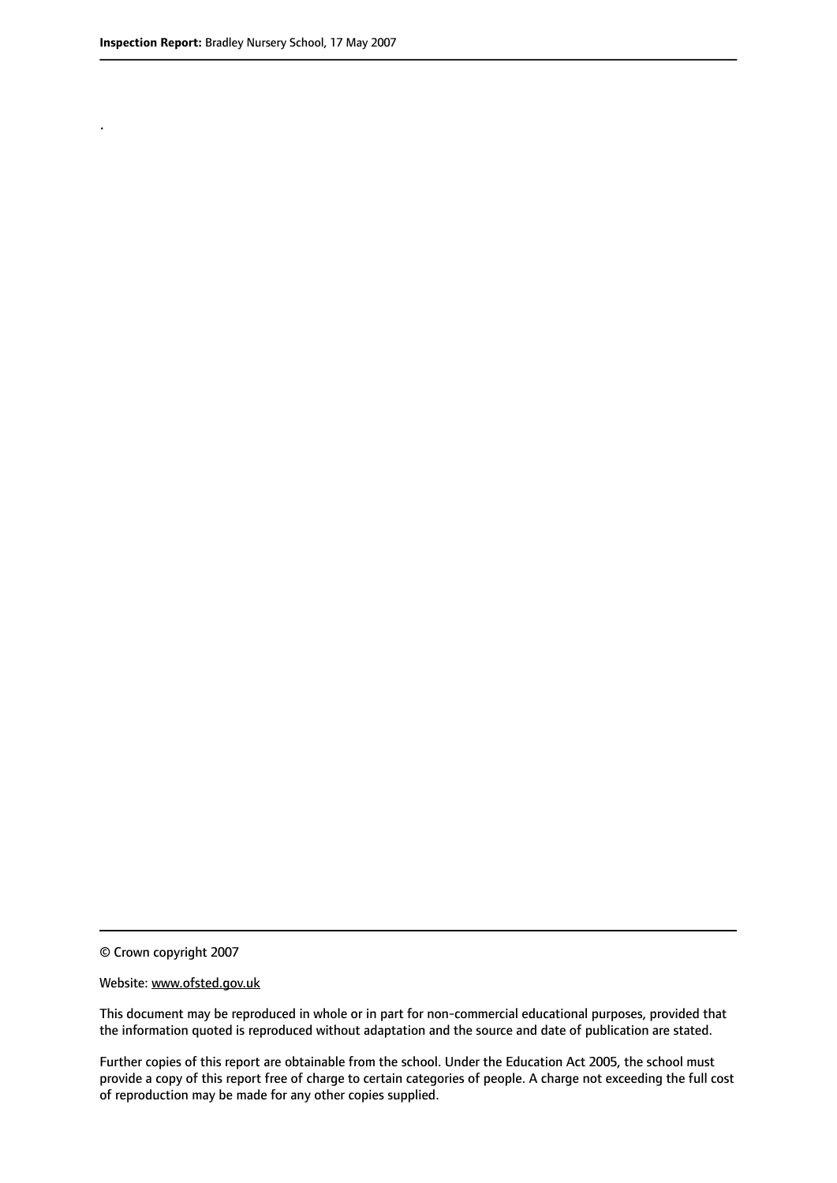.

© Crown copyright 2007

Website: www.ofsted.gov.uk

This document may be reproduced in whole or in part for non-commercial educational purposes, provided that the information quoted is reproduced without adaptation and the source and date of publication are stated.

Further copies of this report are obtainable from the school. Under the Education Act 2005, the school must provide a copy of this report free of charge to certain categories of people. A charge not exceeding the full cost of reproduction may be made for any other copies supplied.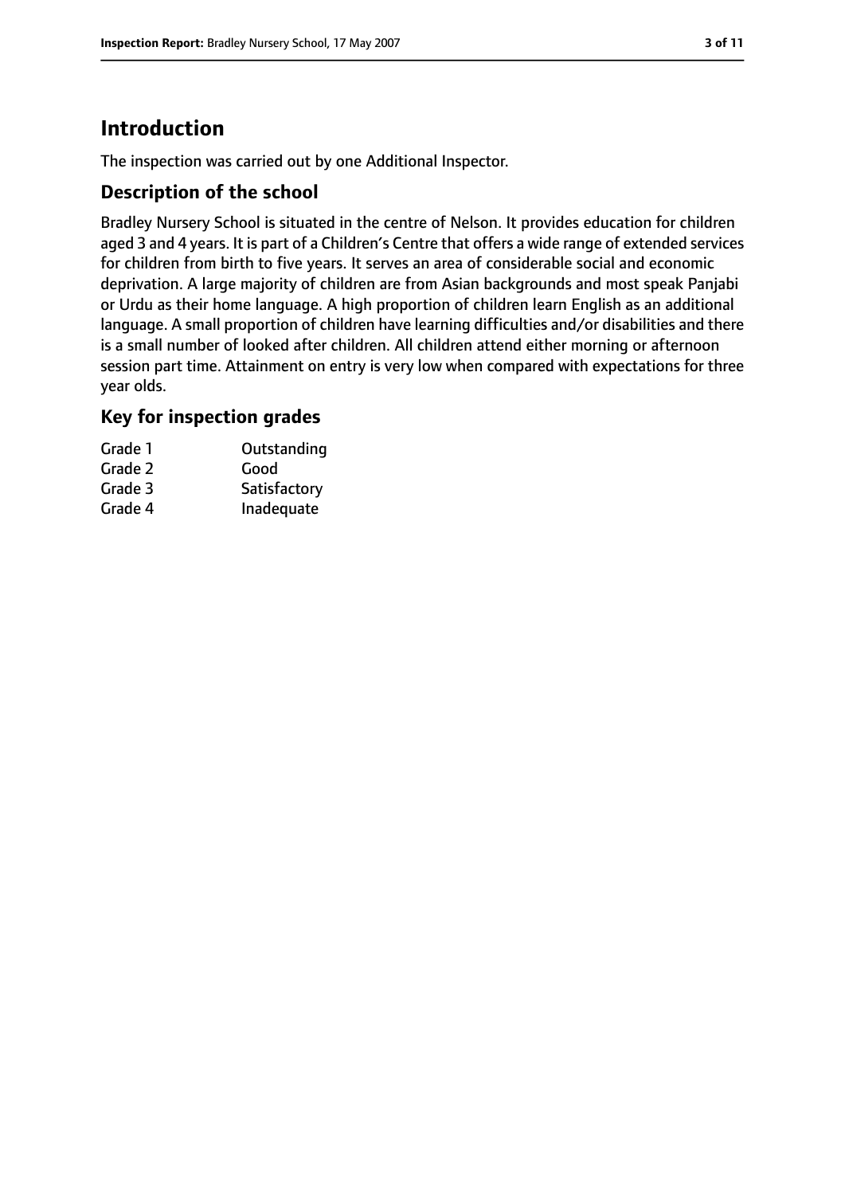# Introduction

The inspection was carried out by one Additional Inspector.

## Description of the school

Bradley Nursery School is situated in the centre of Nelson. It provides education for children aged 3 and 4 years. It is part of a Children's Centre that offers a wide range of extended services for children from birth to five years. It serves an area of considerable social and economic deprivation. A large majority of children are from Asian backgrounds and most speak Panjabi or Urdu as their home language. A high proportion of children learn English as an additional language. A small proportion of children have learning difficulties and/or disabilities and there is a small number of looked after children. All children attend either morning or afternoon session part time. Attainment on entry is very low when compared with expectations for three year olds.

## Key for inspection grades

| | |
|---|---|
| Grade 1 | Outstanding |
| Grade 2 | Good |
| Grade 3 | Satisfactory |
| Grade 4 | Inadequate |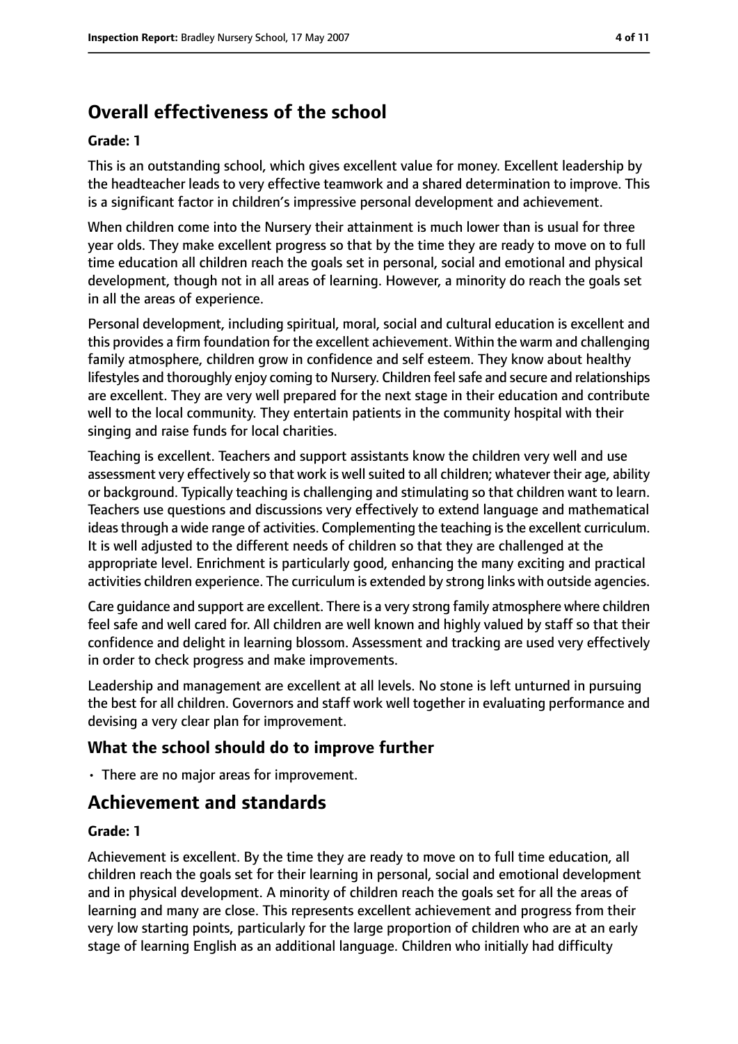## Overall effectiveness of the school

**Grade: 1**

This is an outstanding school, which gives excellent value for money. Excellent leadership by the headteacher leads to very effective teamwork and a shared determination to improve. This is a significant factor in children's impressive personal development and achievement.

When children come into the Nursery their attainment is much lower than is usual for three year olds. They make excellent progress so that by the time they are ready to move on to full time education all children reach the goals set in personal, social and emotional and physical development, though not in all areas of learning. However, a minority do reach the goals set in all the areas of experience.

Personal development, including spiritual, moral, social and cultural education is excellent and this provides a firm foundation for the excellent achievement. Within the warm and challenging family atmosphere, children grow in confidence and self esteem. They know about healthy lifestyles and thoroughly enjoy coming to Nursery. Children feel safe and secure and relationships are excellent. They are very well prepared for the next stage in their education and contribute well to the local community. They entertain patients in the community hospital with their singing and raise funds for local charities.

Teaching is excellent. Teachers and support assistants know the children very well and use assessment very effectively so that work is well suited to all children; whatever their age, ability or background. Typically teaching is challenging and stimulating so that children want to learn. Teachers use questions and discussions very effectively to extend language and mathematical ideas through a wide range of activities. Complementing the teaching is the excellent curriculum. It is well adjusted to the different needs of children so that they are challenged at the appropriate level. Enrichment is particularly good, enhancing the many exciting and practical activities children experience. The curriculum is extended by strong links with outside agencies.

Care guidance and support are excellent. There is a very strong family atmosphere where children feel safe and well cared for. All children are well known and highly valued by staff so that their confidence and delight in learning blossom. Assessment and tracking are used very effectively in order to check progress and make improvements.

Leadership and management are excellent at all levels. No stone is left unturned in pursuing the best for all children. Governors and staff work well together in evaluating performance and devising a very clear plan for improvement.

### What the school should do to improve further

- There are no major areas for improvement.

## Achievement and standards

**Grade: 1**

Achievement is excellent. By the time they are ready to move on to full time education, all children reach the goals set for their learning in personal, social and emotional development and in physical development. A minority of children reach the goals set for all the areas of learning and many are close. This represents excellent achievement and progress from their very low starting points, particularly for the large proportion of children who are at an early stage of learning English as an additional language. Children who initially had difficulty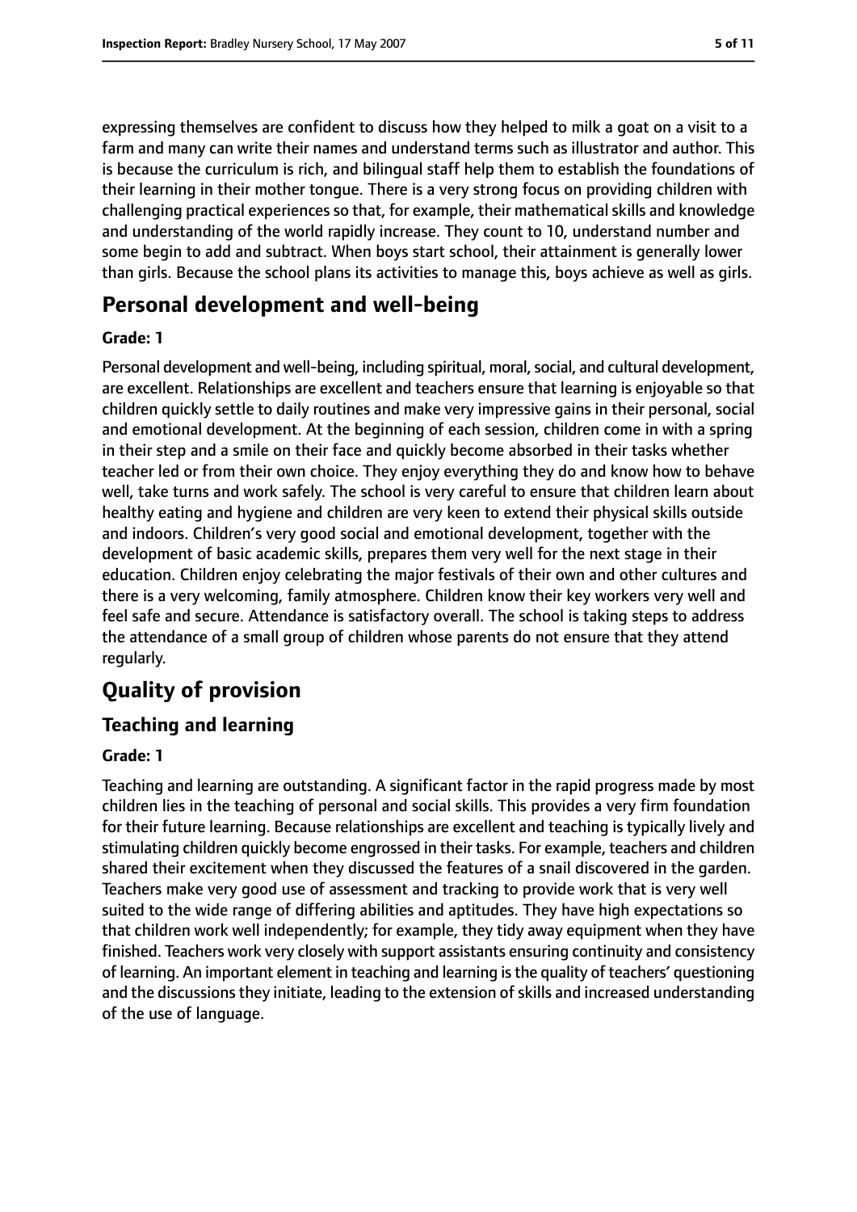expressing themselves are confident to discuss how they helped to milk a goat on a visit to a farm and many can write their names and understand terms such as illustrator and author. This is because the curriculum is rich, and bilingual staff help them to establish the foundations of their learning in their mother tongue. There is a very strong focus on providing children with challenging practical experiences so that, for example, their mathematical skills and knowledge and understanding of the world rapidly increase. They count to 10, understand number and some begin to add and subtract. When boys start school, their attainment is generally lower than girls. Because the school plans its activities to manage this, boys achieve as well as girls.

## Personal development and well-being

**Grade: 1**

Personal development and well-being, including spiritual, moral, social, and cultural development, are excellent. Relationships are excellent and teachers ensure that learning is enjoyable so that children quickly settle to daily routines and make very impressive gains in their personal, social and emotional development. At the beginning of each session, children come in with a spring in their step and a smile on their face and quickly become absorbed in their tasks whether teacher led or from their own choice. They enjoy everything they do and know how to behave well, take turns and work safely. The school is very careful to ensure that children learn about healthy eating and hygiene and children are very keen to extend their physical skills outside and indoors. Children's very good social and emotional development, together with the development of basic academic skills, prepares them very well for the next stage in their education. Children enjoy celebrating the major festivals of their own and other cultures and there is a very welcoming, family atmosphere. Children know their key workers very well and feel safe and secure. Attendance is satisfactory overall. The school is taking steps to address the attendance of a small group of children whose parents do not ensure that they attend regularly.

## Quality of provision

### Teaching and learning

**Grade: 1**

Teaching and learning are outstanding. A significant factor in the rapid progress made by most children lies in the teaching of personal and social skills. This provides a very firm foundation for their future learning. Because relationships are excellent and teaching is typically lively and stimulating children quickly become engrossed in their tasks. For example, teachers and children shared their excitement when they discussed the features of a snail discovered in the garden. Teachers make very good use of assessment and tracking to provide work that is very well suited to the wide range of differing abilities and aptitudes. They have high expectations so that children work well independently; for example, they tidy away equipment when they have finished. Teachers work very closely with support assistants ensuring continuity and consistency of learning. An important element in teaching and learning is the quality of teachers' questioning and the discussions they initiate, leading to the extension of skills and increased understanding of the use of language.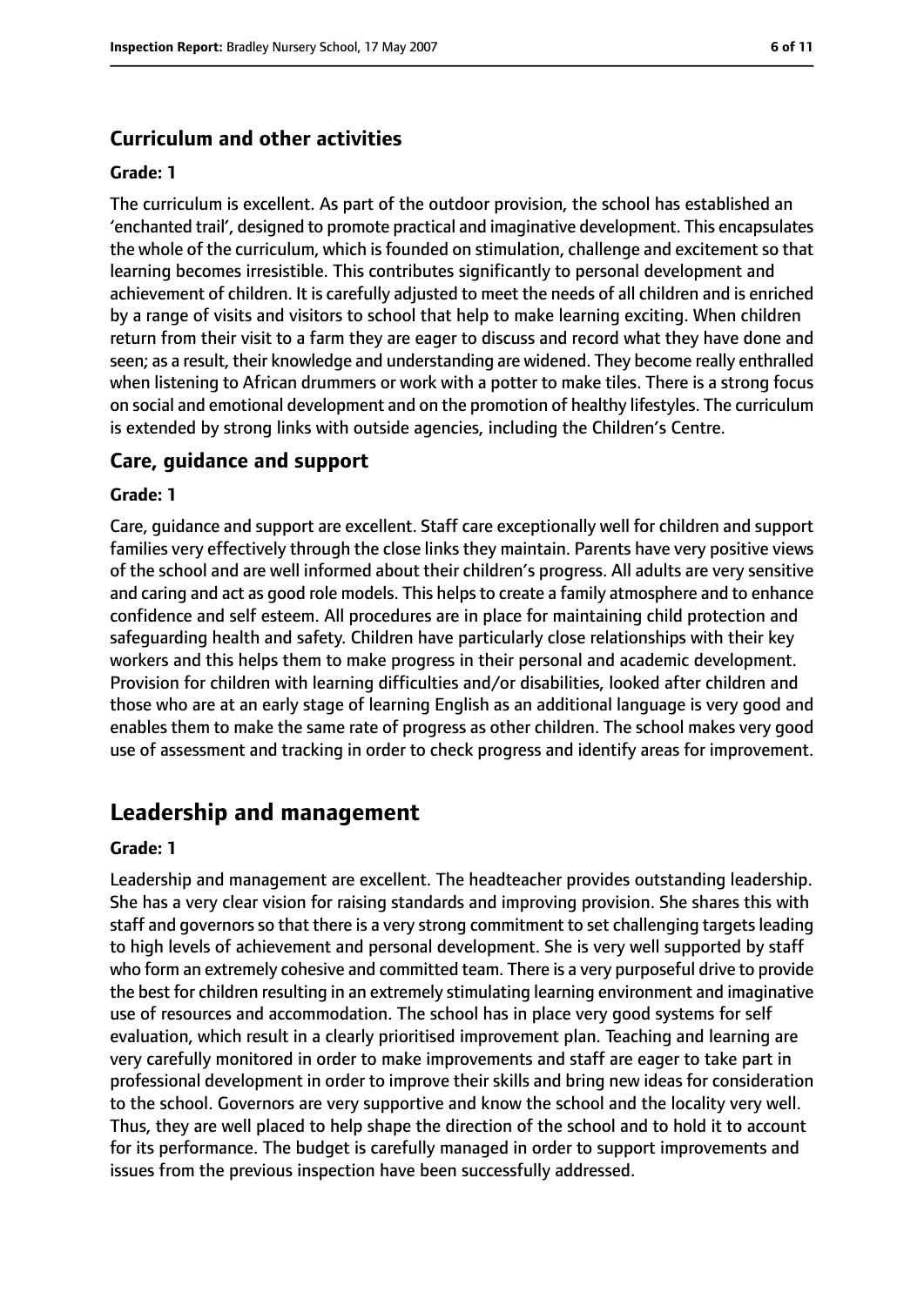### Curriculum and other activities

#### Grade: 1

The curriculum is excellent. As part of the outdoor provision, the school has established an 'enchanted trail', designed to promote practical and imaginative development. This encapsulates the whole of the curriculum, which is founded on stimulation, challenge and excitement so that learning becomes irresistible. This contributes significantly to personal development and achievement of children. It is carefully adjusted to meet the needs of all children and is enriched by a range of visits and visitors to school that help to make learning exciting. When children return from their visit to a farm they are eager to discuss and record what they have done and seen; as a result, their knowledge and understanding are widened. They become really enthralled when listening to African drummers or work with a potter to make tiles. There is a strong focus on social and emotional development and on the promotion of healthy lifestyles. The curriculum is extended by strong links with outside agencies, including the Children's Centre.

### Care, guidance and support

#### Grade: 1

Care, guidance and support are excellent. Staff care exceptionally well for children and support families very effectively through the close links they maintain. Parents have very positive views of the school and are well informed about their children's progress. All adults are very sensitive and caring and act as good role models. This helps to create a family atmosphere and to enhance confidence and self esteem. All procedures are in place for maintaining child protection and safeguarding health and safety. Children have particularly close relationships with their key workers and this helps them to make progress in their personal and academic development. Provision for children with learning difficulties and/or disabilities, looked after children and those who are at an early stage of learning English as an additional language is very good and enables them to make the same rate of progress as other children. The school makes very good use of assessment and tracking in order to check progress and identify areas for improvement.

## Leadership and management

#### Grade: 1

Leadership and management are excellent. The headteacher provides outstanding leadership. She has a very clear vision for raising standards and improving provision. She shares this with staff and governors so that there is a very strong commitment to set challenging targets leading to high levels of achievement and personal development. She is very well supported by staff who form an extremely cohesive and committed team. There is a very purposeful drive to provide the best for children resulting in an extremely stimulating learning environment and imaginative use of resources and accommodation. The school has in place very good systems for self evaluation, which result in a clearly prioritised improvement plan. Teaching and learning are very carefully monitored in order to make improvements and staff are eager to take part in professional development in order to improve their skills and bring new ideas for consideration to the school. Governors are very supportive and know the school and the locality very well. Thus, they are well placed to help shape the direction of the school and to hold it to account for its performance. The budget is carefully managed in order to support improvements and issues from the previous inspection have been successfully addressed.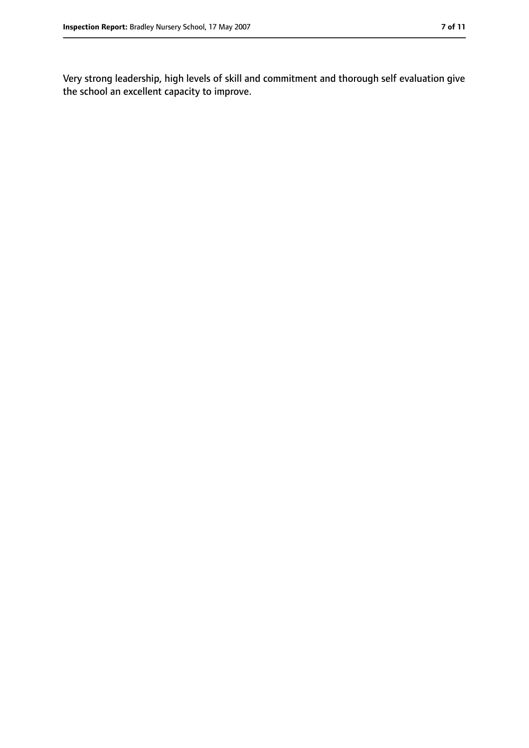Very strong leadership, high levels of skill and commitment and thorough self evaluation give the school an excellent capacity to improve.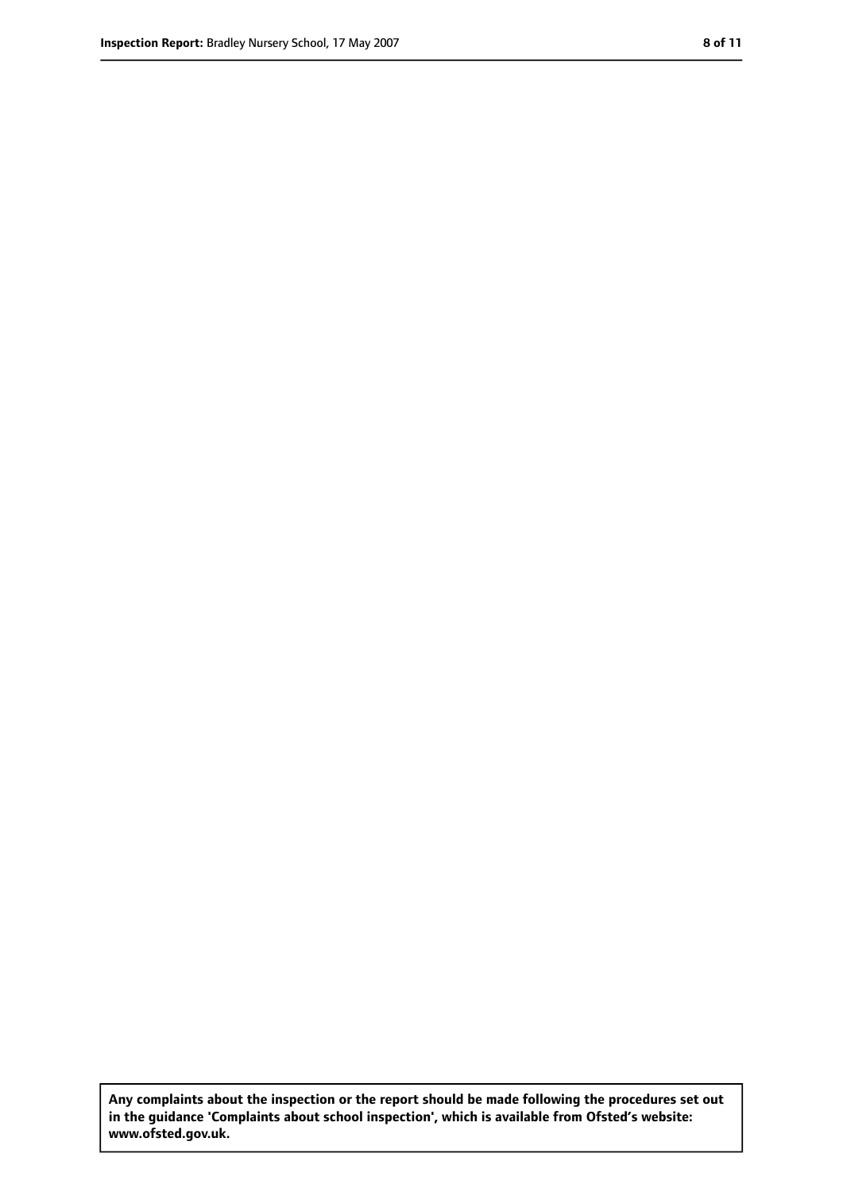**Any complaints about the inspection or the report should be made following the procedures set out in the guidance 'Complaints about school inspection', which is available from Ofsted's website: www.ofsted.gov.uk.**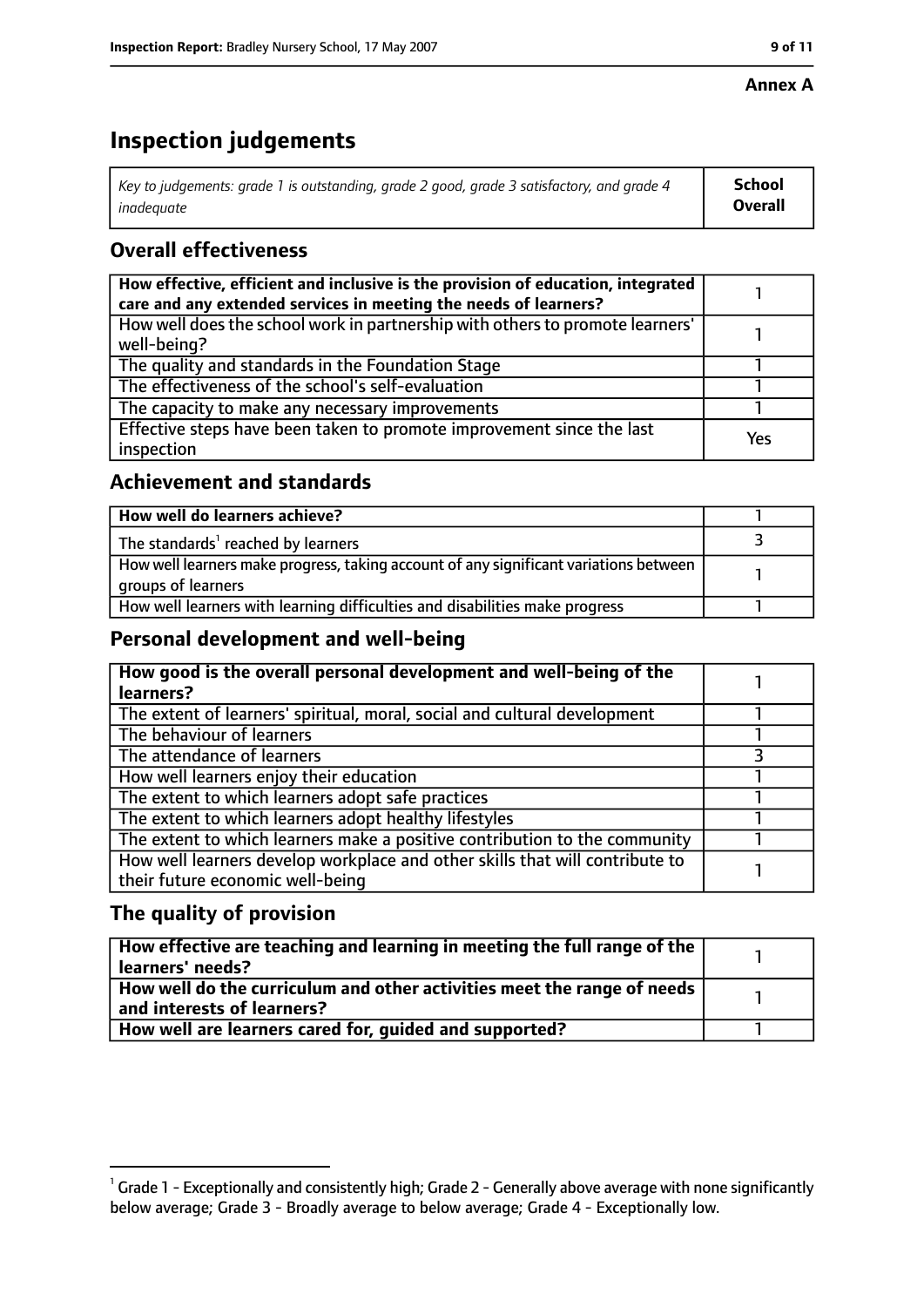**Annex A**

# Inspection judgements

| *Key to judgements: grade 1 is outstanding, grade 2 good, grade 3 satisfactory, and grade 4 inadequate* | **School Overall** |
|---|---|

## Overall effectiveness

| | |
|---|---|
| **How effective, efficient and inclusive is the provision of education, integrated care and any extended services in meeting the needs of learners?** | 1 |
| How well does the school work in partnership with others to promote learners' well-being? | 1 |
| The quality and standards in the Foundation Stage | 1 |
| The effectiveness of the school's self-evaluation | 1 |
| The capacity to make any necessary improvements | 1 |
| Effective steps have been taken to promote improvement since the last inspection | Yes |

## Achievement and standards

| | |
|---|---|
| **How well do learners achieve?** | 1 |
| The standards[1] reached by learners | 3 |
| How well learners make progress, taking account of any significant variations between groups of learners | 1 |
| How well learners with learning difficulties and disabilities make progress | 1 |

## Personal development and well-being

| | |
|---|---|
| **How good is the overall personal development and well-being of the learners?** | 1 |
| The extent of learners' spiritual, moral, social and cultural development | 1 |
| The behaviour of learners | 1 |
| The attendance of learners | 3 |
| How well learners enjoy their education | 1 |
| The extent to which learners adopt safe practices | 1 |
| The extent to which learners adopt healthy lifestyles | 1 |
| The extent to which learners make a positive contribution to the community | 1 |
| How well learners develop workplace and other skills that will contribute to their future economic well-being | 1 |

## The quality of provision

| | |
|---|---|
| **How effective are teaching and learning in meeting the full range of the learners' needs?** | 1 |
| **How well do the curriculum and other activities meet the range of needs and interests of learners?** | 1 |
| **How well are learners cared for, guided and supported?** | 1 |

[1] Grade 1 - Exceptionally and consistently high; Grade 2 - Generally above average with none significantly below average; Grade 3 - Broadly average to below average; Grade 4 - Exceptionally low.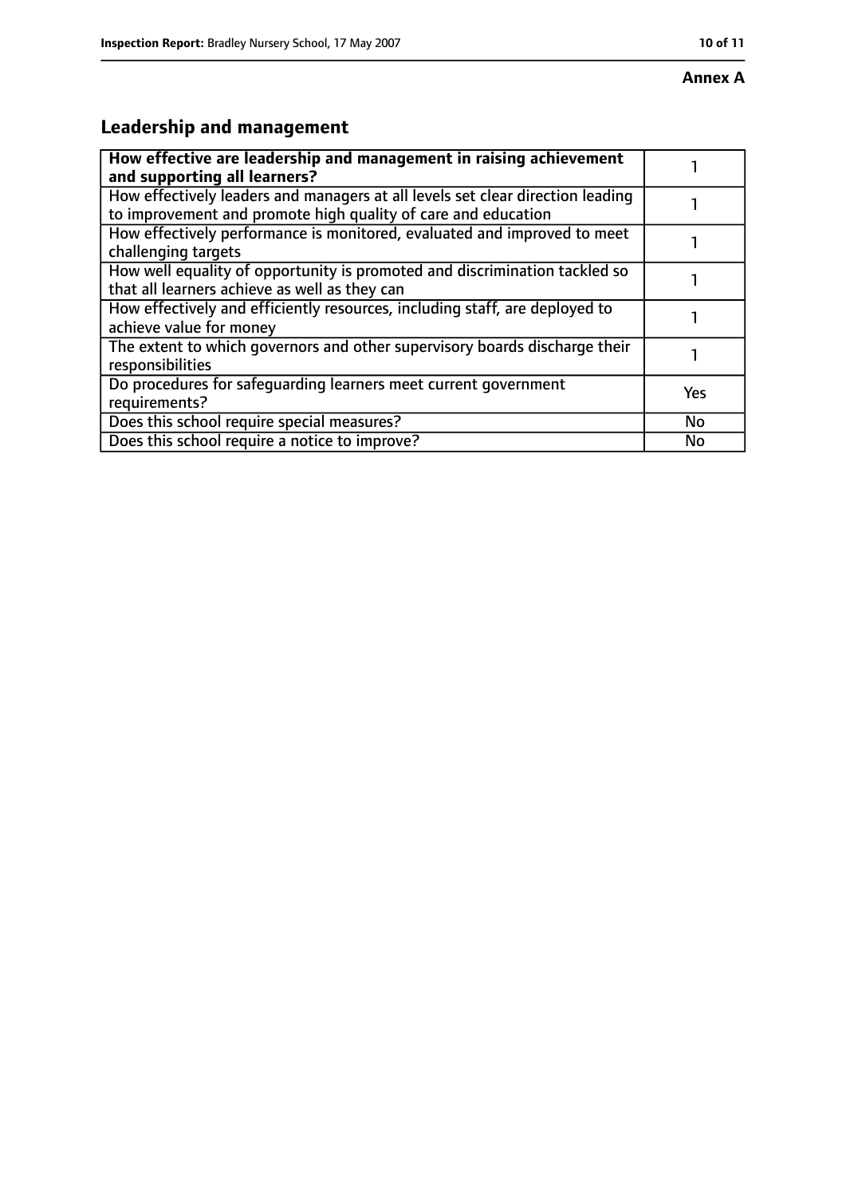**Annex A**

## Leadership and management

| **How effective are leadership and management in raising achievement and supporting all learners?** | 1 |
|---|---|
| How effectively leaders and managers at all levels set clear direction leading to improvement and promote high quality of care and education | 1 |
| How effectively performance is monitored, evaluated and improved to meet challenging targets | 1 |
| How well equality of opportunity is promoted and discrimination tackled so that all learners achieve as well as they can | 1 |
| How effectively and efficiently resources, including staff, are deployed to achieve value for money | 1 |
| The extent to which governors and other supervisory boards discharge their responsibilities | 1 |
| Do procedures for safeguarding learners meet current government requirements? | Yes |
| Does this school require special measures? | No |
| Does this school require a notice to improve? | No |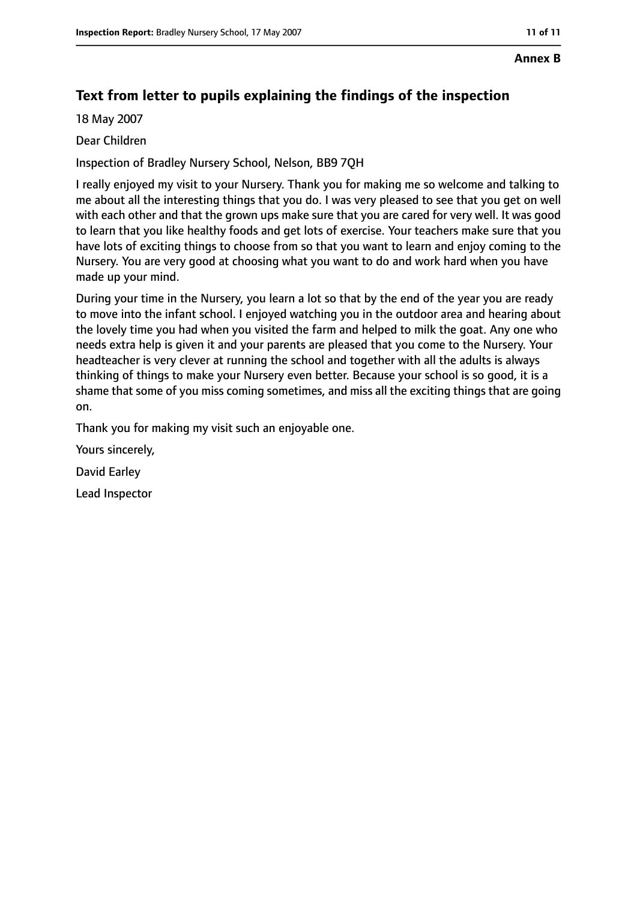**Annex B**

## Text from letter to pupils explaining the findings of the inspection

18 May 2007

Dear Children

Inspection of Bradley Nursery School, Nelson, BB9 7QH

I really enjoyed my visit to your Nursery. Thank you for making me so welcome and talking to me about all the interesting things that you do. I was very pleased to see that you get on well with each other and that the grown ups make sure that you are cared for very well. It was good to learn that you like healthy foods and get lots of exercise. Your teachers make sure that you have lots of exciting things to choose from so that you want to learn and enjoy coming to the Nursery. You are very good at choosing what you want to do and work hard when you have made up your mind.

During your time in the Nursery, you learn a lot so that by the end of the year you are ready to move into the infant school. I enjoyed watching you in the outdoor area and hearing about the lovely time you had when you visited the farm and helped to milk the goat. Any one who needs extra help is given it and your parents are pleased that you come to the Nursery. Your headteacher is very clever at running the school and together with all the adults is always thinking of things to make your Nursery even better. Because your school is so good, it is a shame that some of you miss coming sometimes, and miss all the exciting things that are going on.

Thank you for making my visit such an enjoyable one.

Yours sincerely,

David Earley

Lead Inspector